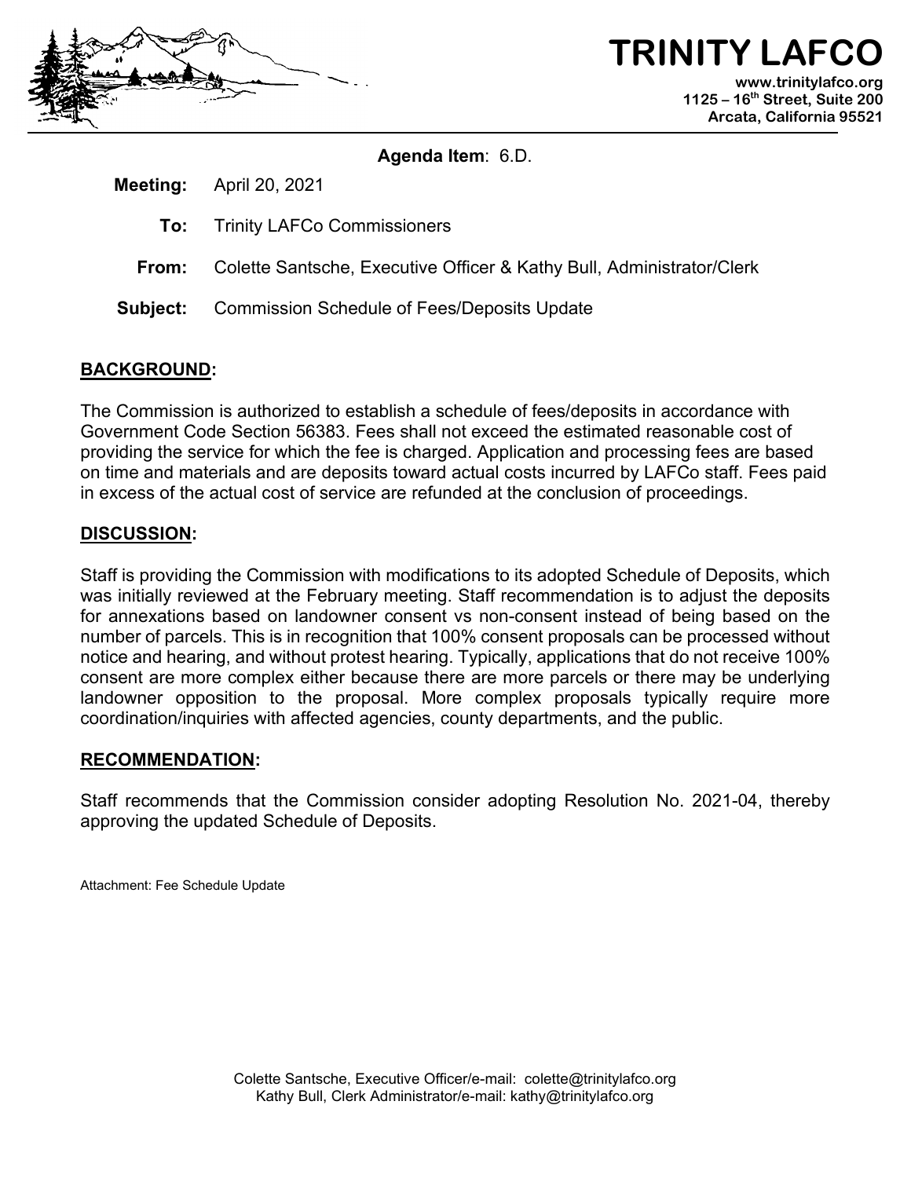# TRINITY LAFCO

**www.trinitylafco.org**
**1125 – 16th Street, Suite 200**
**Arcata, California 95521**

**Agenda Item**: 6.D.

**Meeting:** April 20, 2021

**To:** Trinity LAFCo Commissioners

**From:** Colette Santsche, Executive Officer & Kathy Bull, Administrator/Clerk

**Subject:** Commission Schedule of Fees/Deposits Update

## BACKGROUND:

The Commission is authorized to establish a schedule of fees/deposits in accordance with Government Code Section 56383. Fees shall not exceed the estimated reasonable cost of providing the service for which the fee is charged. Application and processing fees are based on time and materials and are deposits toward actual costs incurred by LAFCo staff. Fees paid in excess of the actual cost of service are refunded at the conclusion of proceedings.

## DISCUSSION:

Staff is providing the Commission with modifications to its adopted Schedule of Deposits, which was initially reviewed at the February meeting. Staff recommendation is to adjust the deposits for annexations based on landowner consent vs non-consent instead of being based on the number of parcels. This is in recognition that 100% consent proposals can be processed without notice and hearing, and without protest hearing. Typically, applications that do not receive 100% consent are more complex either because there are more parcels or there may be underlying landowner opposition to the proposal. More complex proposals typically require more coordination/inquiries with affected agencies, county departments, and the public.

## RECOMMENDATION:

Staff recommends that the Commission consider adopting Resolution No. 2021-04, thereby approving the updated Schedule of Deposits.

Attachment: Fee Schedule Update

Colette Santsche, Executive Officer/e-mail: colette@trinitylafco.org
Kathy Bull, Clerk Administrator/e-mail: kathy@trinitylafco.org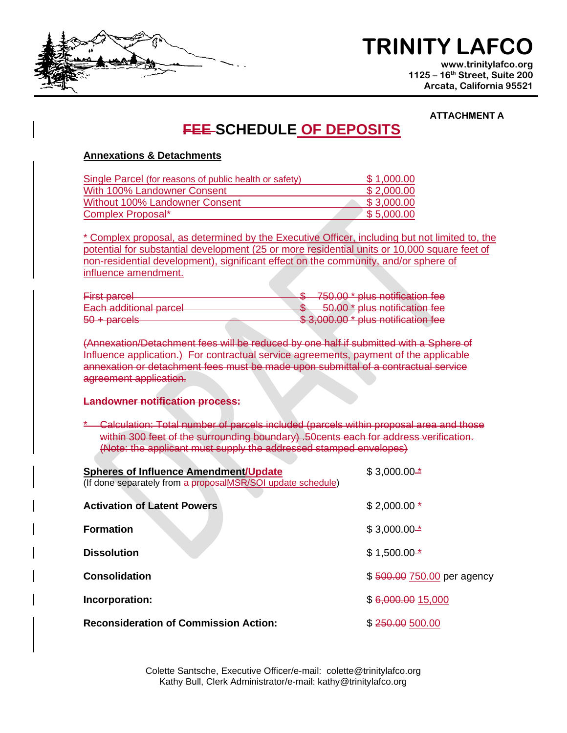# TRINITY LAFCO

www.trinitylafco.org
1125 – 16th Street, Suite 200
Arcata, California 95521

**ATTACHMENT A**

## ~~FEE~~ SCHEDULE OF DEPOSITS

**Annexations & Detachments**

| | |
|---|---|
| Single Parcel (for reasons of public health or safety) | $ 1,000.00 |
| With 100% Landowner Consent | $ 2,000.00 |
| Without 100% Landowner Consent | $ 3,000.00 |
| Complex Proposal* | $ 5,000.00 |

* Complex proposal, as determined by the Executive Officer, including but not limited to, the potential for substantial development (25 or more residential units or 10,000 square feet of non-residential development), significant effect on the community, and/or sphere of influence amendment.

| | |
|---|---|
| ~~First parcel~~ | ~~$ 750.00 * plus notification fee~~ |
| ~~Each additional parcel~~ | ~~$ 50.00 * plus notification fee~~ |
| ~~50 + parcels~~ | ~~$ 3,000.00 * plus notification fee~~ |

~~(Annexation/Detachment fees will be reduced by one half if submitted with a Sphere of Influence application.) For contractual service agreements, payment of the applicable annexation or detachment fees must be made upon submittal of a contractual service agreement application.~~

~~**Landowner notification process:**~~

~~* Calculation: Total number of parcels included (parcels within proposal area and those within 300 feet of the surrounding boundary) .50cents each for address verification. (Note: the applicant must supply the addressed stamped envelopes)~~

| | |
|---|---|
| **Spheres of Influence Amendment/Update** (If done separately from ~~a proposal~~MSR/SOI update schedule) | $ 3,000.00~~*~~ |
| **Activation of Latent Powers** | $ 2,000.00~~*~~ |
| **Formation** | $ 3,000.00~~*~~ |
| **Dissolution** | $ 1,500.00~~*~~ |
| **Consolidation** | $ ~~500.00~~ 750.00 per agency |
| **Incorporation:** | $ ~~6,000.00~~ 15,000 |
| **Reconsideration of Commission Action:** | $ ~~250.00~~ 500.00 |

Colette Santsche, Executive Officer/e-mail: colette@trinitylafco.org
Kathy Bull, Clerk Administrator/e-mail: kathy@trinitylafco.org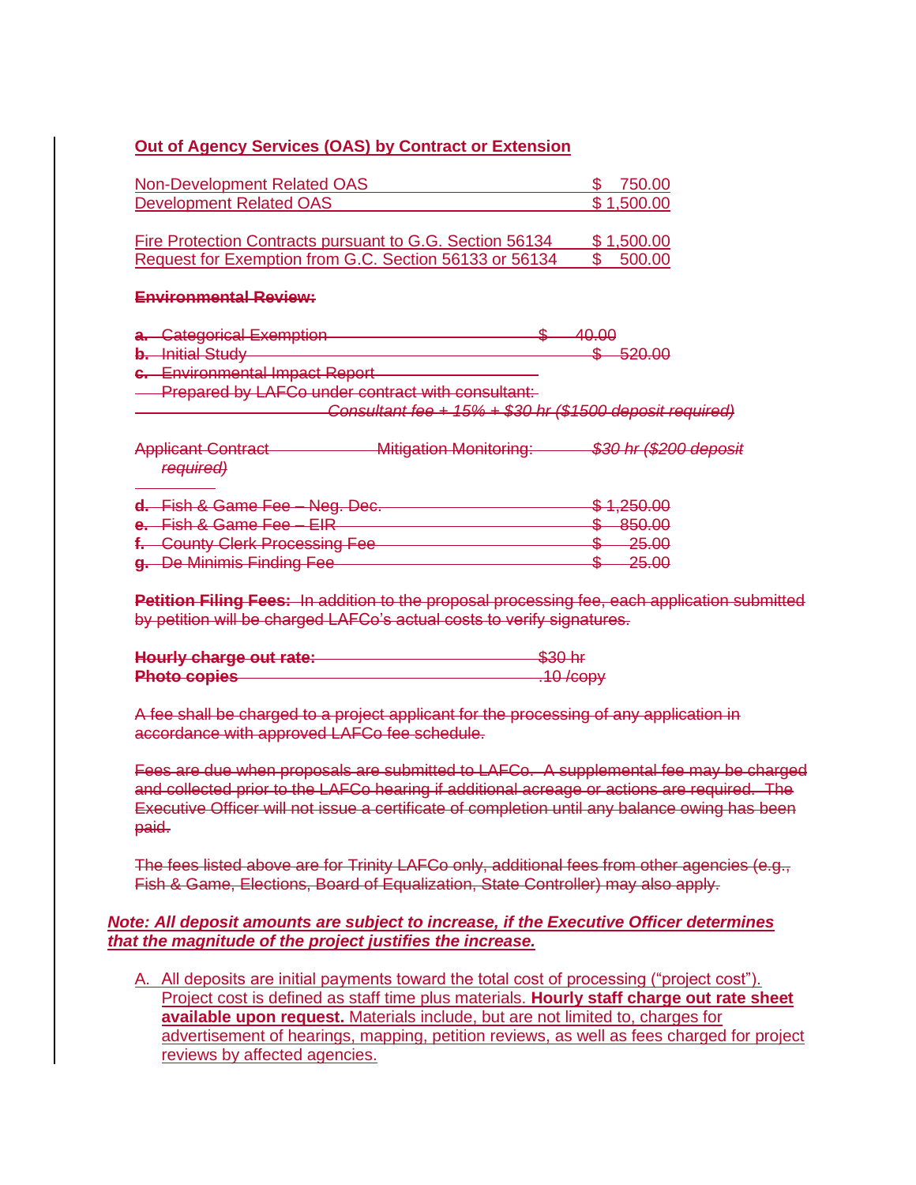**Out of Agency Services (OAS) by Contract or Extension**

| | |
|---|---|
| Non-Development Related OAS | $ 750.00 |
| Development Related OAS | $ 1,500.00 |
| Fire Protection Contracts pursuant to G.G. Section 56134 | $ 1,500.00 |
| Request for Exemption from G.C. Section 56133 or 56134 | $ 500.00 |

~~**Environmental Review:**~~

| | |
|---|---|
| ~~a. Categorical Exemption~~ | ~~$ 40.00~~ |
| ~~b. Initial Study~~ | ~~$ 520.00~~ |
| ~~c. Environmental Impact Report~~ | |
| ~~Prepared by LAFCo under contract with consultant:~~ | ~~*Consultant fee + 15% + $30 hr ($1500 deposit required)*~~ |

~~Applicant Contract Mitigation Monitoring: *$30 hr ($200 deposit required)*~~

| | |
|---|---|
| ~~d. Fish & Game Fee – Neg. Dec.~~ | ~~$ 1,250.00~~ |
| ~~e. Fish & Game Fee – EIR~~ | ~~$ 850.00~~ |
| ~~f. County Clerk Processing Fee~~ | ~~$ 25.00~~ |
| ~~g. De Minimis Finding Fee~~ | ~~$ 25.00~~ |

~~**Petition Filing Fees:** In addition to the proposal processing fee, each application submitted by petition will be charged LAFCo's actual costs to verify signatures.~~

| | |
|---|---|
| ~~**Hourly charge out rate:**~~ | ~~$30 hr~~ |
| ~~**Photo copies**~~ | ~~.10 /copy~~ |

~~A fee shall be charged to a project applicant for the processing of any application in accordance with approved LAFCo fee schedule.~~

~~Fees are due when proposals are submitted to LAFCo. A supplemental fee may be charged and collected prior to the LAFCo hearing if additional acreage or actions are required. The Executive Officer will not issue a certificate of completion until any balance owing has been paid.~~

~~The fees listed above are for Trinity LAFCo only, additional fees from other agencies (e.g., Fish & Game, Elections, Board of Equalization, State Controller) may also apply.~~

***Note: All deposit amounts are subject to increase, if the Executive Officer determines that the magnitude of the project justifies the increase.***

A. All deposits are initial payments toward the total cost of processing ("project cost"). Project cost is defined as staff time plus materials. **Hourly staff charge out rate sheet available upon request.** Materials include, but are not limited to, charges for advertisement of hearings, mapping, petition reviews, as well as fees charged for project reviews by affected agencies.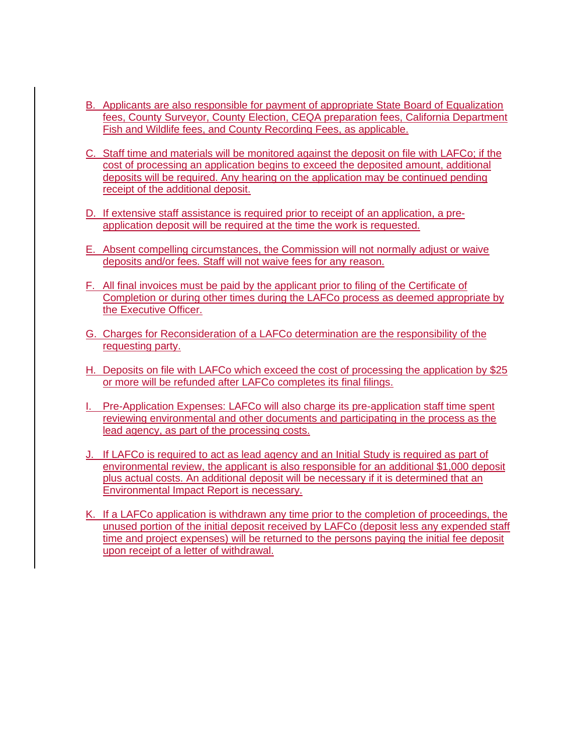B. Applicants are also responsible for payment of appropriate State Board of Equalization fees, County Surveyor, County Election, CEQA preparation fees, California Department Fish and Wildlife fees, and County Recording Fees, as applicable.

C. Staff time and materials will be monitored against the deposit on file with LAFCo; if the cost of processing an application begins to exceed the deposited amount, additional deposits will be required. Any hearing on the application may be continued pending receipt of the additional deposit.

D. If extensive staff assistance is required prior to receipt of an application, a pre-application deposit will be required at the time the work is requested.

E. Absent compelling circumstances, the Commission will not normally adjust or waive deposits and/or fees. Staff will not waive fees for any reason.

F. All final invoices must be paid by the applicant prior to filing of the Certificate of Completion or during other times during the LAFCo process as deemed appropriate by the Executive Officer.

G. Charges for Reconsideration of a LAFCo determination are the responsibility of the requesting party.

H. Deposits on file with LAFCo which exceed the cost of processing the application by $25 or more will be refunded after LAFCo completes its final filings.

I. Pre-Application Expenses: LAFCo will also charge its pre-application staff time spent reviewing environmental and other documents and participating in the process as the lead agency, as part of the processing costs.

J. If LAFCo is required to act as lead agency and an Initial Study is required as part of environmental review, the applicant is also responsible for an additional $1,000 deposit plus actual costs. An additional deposit will be necessary if it is determined that an Environmental Impact Report is necessary.

K. If a LAFCo application is withdrawn any time prior to the completion of proceedings, the unused portion of the initial deposit received by LAFCo (deposit less any expended staff time and project expenses) will be returned to the persons paying the initial fee deposit upon receipt of a letter of withdrawal.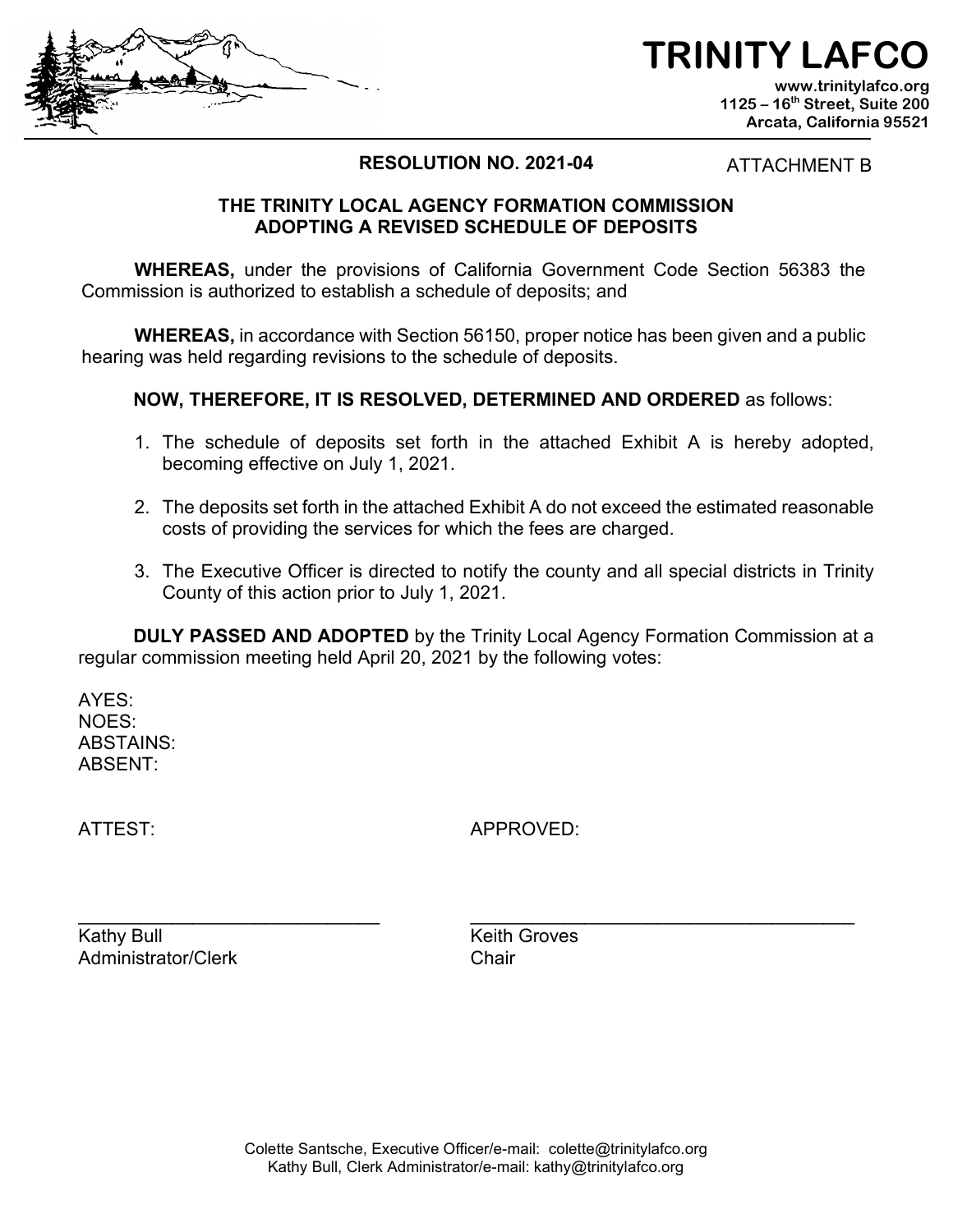# TRINITY LAFCO

www.trinitylafco.org
1125 – 16th Street, Suite 200
Arcata, California 95521

**RESOLUTION NO. 2021-04**

ATTACHMENT B

**THE TRINITY LOCAL AGENCY FORMATION COMMISSION
ADOPTING A REVISED SCHEDULE OF DEPOSITS**

**WHEREAS,** under the provisions of California Government Code Section 56383 the Commission is authorized to establish a schedule of deposits; and

**WHEREAS,** in accordance with Section 56150, proper notice has been given and a public hearing was held regarding revisions to the schedule of deposits.

**NOW, THEREFORE, IT IS RESOLVED, DETERMINED AND ORDERED** as follows:

1. The schedule of deposits set forth in the attached Exhibit A is hereby adopted, becoming effective on July 1, 2021.
2. The deposits set forth in the attached Exhibit A do not exceed the estimated reasonable costs of providing the services for which the fees are charged.
3. The Executive Officer is directed to notify the county and all special districts in Trinity County of this action prior to July 1, 2021.

**DULY PASSED AND ADOPTED** by the Trinity Local Agency Formation Commission at a regular commission meeting held April 20, 2021 by the following votes:

AYES:
NOES:
ABSTAINS:
ABSENT:

ATTEST:

\_\_\_\_\_\_\_\_\_\_\_\_\_\_\_\_\_\_\_\_\_\_\_\_\_\_\_\_\_\_
Kathy Bull
Administrator/Clerk

APPROVED:

\_\_\_\_\_\_\_\_\_\_\_\_\_\_\_\_\_\_\_\_\_\_\_\_\_\_\_\_\_\_
Keith Groves
Chair

Colette Santsche, Executive Officer/e-mail: colette@trinitylafco.org
Kathy Bull, Clerk Administrator/e-mail: kathy@trinitylafco.org